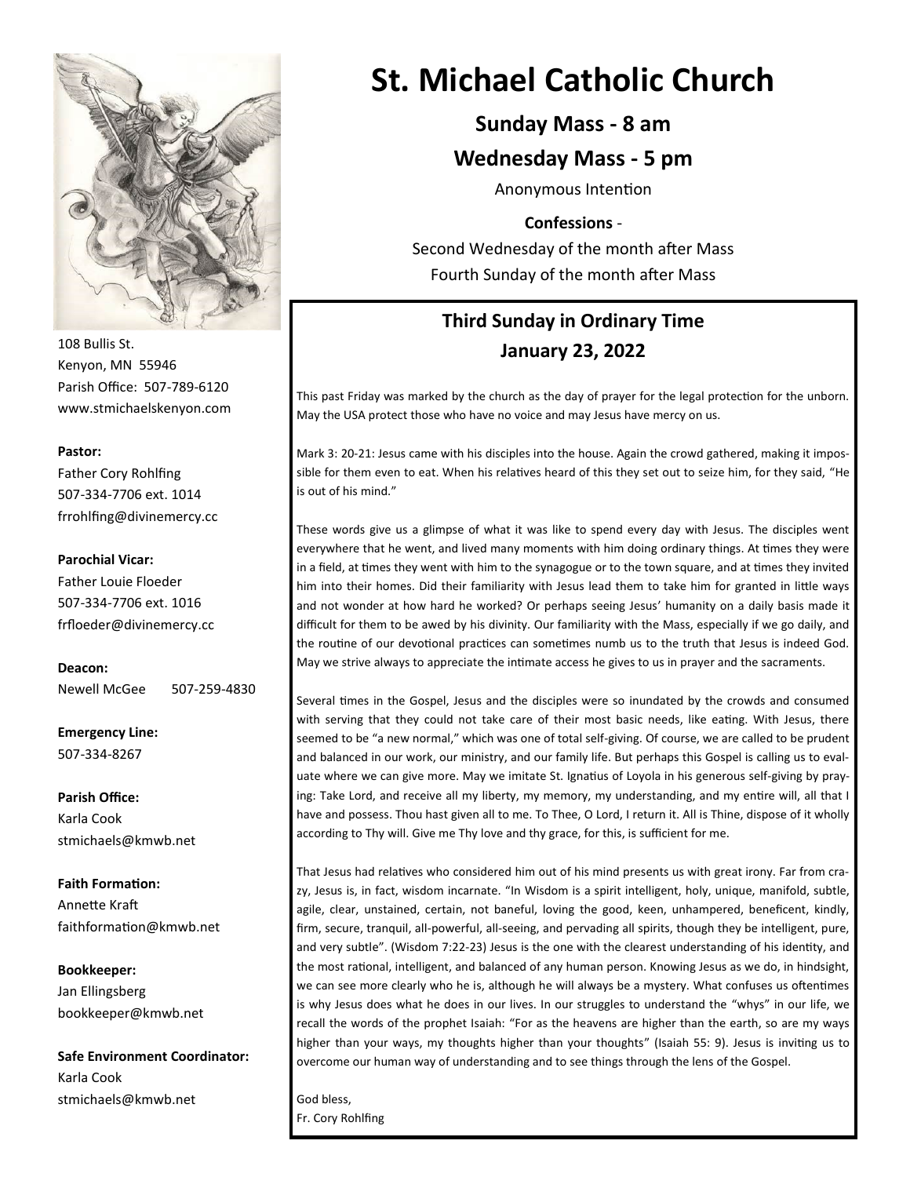# St. Michael Catholic Church

**Sunday Mass - 8 am**

**Wednesday Mass - 5 pm**

Anonymous Intention

**Confessions** -

Second Wednesday of the month after Mass

Fourth Sunday of the month after Mass

108 Bullis St.
Kenyon, MN 55946
Parish Office: 507-789-6120
www.stmichaelskenyon.com

**Pastor:**
Father Cory Rohlfing
507-334-7706 ext. 1014
frrohlfing@divinemercy.cc

**Parochial Vicar:**
Father Louie Floeder
507-334-7706 ext. 1016
frfloeder@divinemercy.cc

**Deacon:**
Newell McGee 507-259-4830

**Emergency Line:**
507-334-8267

**Parish Office:**
Karla Cook
stmichaels@kmwb.net

**Faith Formation:**
Annette Kraft
faithformation@kmwb.net

**Bookkeeper:**
Jan Ellingsberg
bookkeeper@kmwb.net

**Safe Environment Coordinator:**
Karla Cook
stmichaels@kmwb.net

## Third Sunday in Ordinary Time
## January 23, 2022

This past Friday was marked by the church as the day of prayer for the legal protection for the unborn. May the USA protect those who have no voice and may Jesus have mercy on us.

Mark 3: 20-21: Jesus came with his disciples into the house. Again the crowd gathered, making it impossible for them even to eat. When his relatives heard of this they set out to seize him, for they said, "He is out of his mind."

These words give us a glimpse of what it was like to spend every day with Jesus. The disciples went everywhere that he went, and lived many moments with him doing ordinary things. At times they were in a field, at times they went with him to the synagogue or to the town square, and at times they invited him into their homes. Did their familiarity with Jesus lead them to take him for granted in little ways and not wonder at how hard he worked? Or perhaps seeing Jesus' humanity on a daily basis made it difficult for them to be awed by his divinity. Our familiarity with the Mass, especially if we go daily, and the routine of our devotional practices can sometimes numb us to the truth that Jesus is indeed God. May we strive always to appreciate the intimate access he gives to us in prayer and the sacraments.

Several times in the Gospel, Jesus and the disciples were so inundated by the crowds and consumed with serving that they could not take care of their most basic needs, like eating. With Jesus, there seemed to be "a new normal," which was one of total self-giving. Of course, we are called to be prudent and balanced in our work, our ministry, and our family life. But perhaps this Gospel is calling us to evaluate where we can give more. May we imitate St. Ignatius of Loyola in his generous self-giving by praying: Take Lord, and receive all my liberty, my memory, my understanding, and my entire will, all that I have and possess. Thou hast given all to me. To Thee, O Lord, I return it. All is Thine, dispose of it wholly according to Thy will. Give me Thy love and thy grace, for this, is sufficient for me.

That Jesus had relatives who considered him out of his mind presents us with great irony. Far from crazy, Jesus is, in fact, wisdom incarnate. "In Wisdom is a spirit intelligent, holy, unique, manifold, subtle, agile, clear, unstained, certain, not baneful, loving the good, keen, unhampered, beneficent, kindly, firm, secure, tranquil, all-powerful, all-seeing, and pervading all spirits, though they be intelligent, pure, and very subtle". (Wisdom 7:22-23) Jesus is the one with the clearest understanding of his identity, and the most rational, intelligent, and balanced of any human person. Knowing Jesus as we do, in hindsight, we can see more clearly who he is, although he will always be a mystery. What confuses us oftentimes is why Jesus does what he does in our lives. In our struggles to understand the "whys" in our life, we recall the words of the prophet Isaiah: "For as the heavens are higher than the earth, so are my ways higher than your ways, my thoughts higher than your thoughts" (Isaiah 55: 9). Jesus is inviting us to overcome our human way of understanding and to see things through the lens of the Gospel.

God bless,
Fr. Cory Rohlfing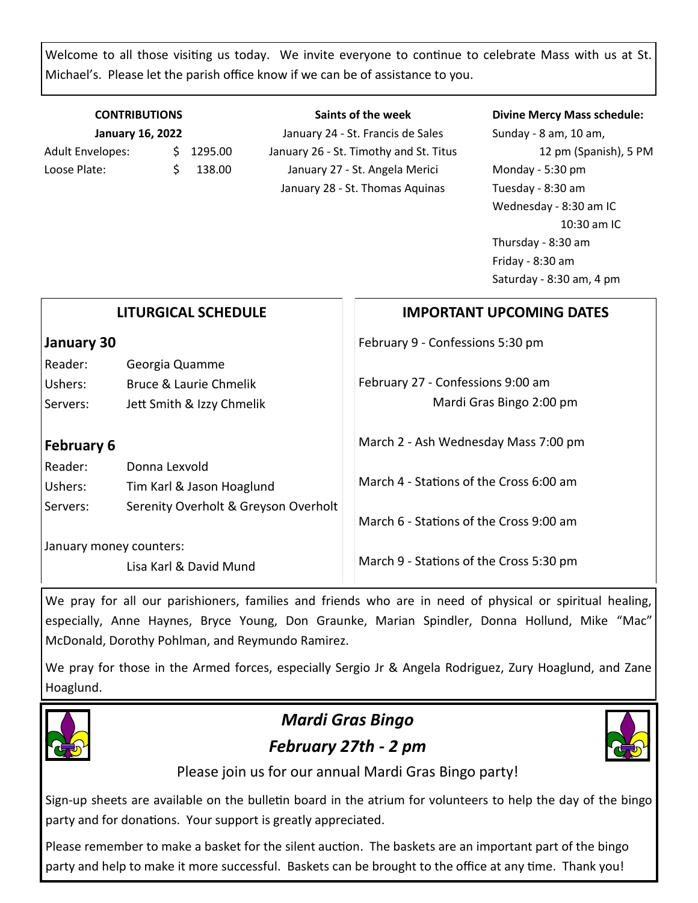Welcome to all those visiting us today. We invite everyone to continue to celebrate Mass with us at St. Michael's. Please let the parish office know if we can be of assistance to you.

**CONTRIBUTIONS**

**January 16, 2022**

| | |
|---|---|
| Adult Envelopes: | $ 1295.00 |
| Loose Plate: | $ 138.00 |

**Saints of the week**

January 24 - St. Francis de Sales
January 26 - St. Timothy and St. Titus
January 27 - St. Angela Merici
January 28 - St. Thomas Aquinas

**Divine Mercy Mass schedule:**

Sunday - 8 am, 10 am, 12 pm (Spanish), 5 PM
Monday - 5:30 pm
Tuesday - 8:30 am
Wednesday - 8:30 am IC, 10:30 am IC
Thursday - 8:30 am
Friday - 8:30 am
Saturday - 8:30 am, 4 pm

## LITURGICAL SCHEDULE

### January 30

| | |
|---|---|
| Reader: | Georgia Quamme |
| Ushers: | Bruce & Laurie Chmelik |
| Servers: | Jett Smith & Izzy Chmelik |

### February 6

| | |
|---|---|
| Reader: | Donna Lexvold |
| Ushers: | Tim Karl & Jason Hoaglund |
| Servers: | Serenity Overholt & Greyson Overholt |

January money counters:
Lisa Karl & David Mund

## IMPORTANT UPCOMING DATES

February 9 - Confessions 5:30 pm

February 27 - Confessions 9:00 am
Mardi Gras Bingo 2:00 pm

March 2 - Ash Wednesday Mass 7:00 pm

March 4 - Stations of the Cross 6:00 am

March 6 - Stations of the Cross 9:00 am

March 9 - Stations of the Cross 5:30 pm

We pray for all our parishioners, families and friends who are in need of physical or spiritual healing, especially, Anne Haynes, Bryce Young, Don Graunke, Marian Spindler, Donna Hollund, Mike "Mac" McDonald, Dorothy Pohlman, and Reymundo Ramirez.

We pray for those in the Armed forces, especially Sergio Jr & Angela Rodriguez, Zury Hoaglund, and Zane Hoaglund.

## *Mardi Gras Bingo*

## *February 27th - 2 pm*

Please join us for our annual Mardi Gras Bingo party!

Sign-up sheets are available on the bulletin board in the atrium for volunteers to help the day of the bingo party and for donations. Your support is greatly appreciated.

Please remember to make a basket for the silent auction. The baskets are an important part of the bingo party and help to make it more successful. Baskets can be brought to the office at any time. Thank you!